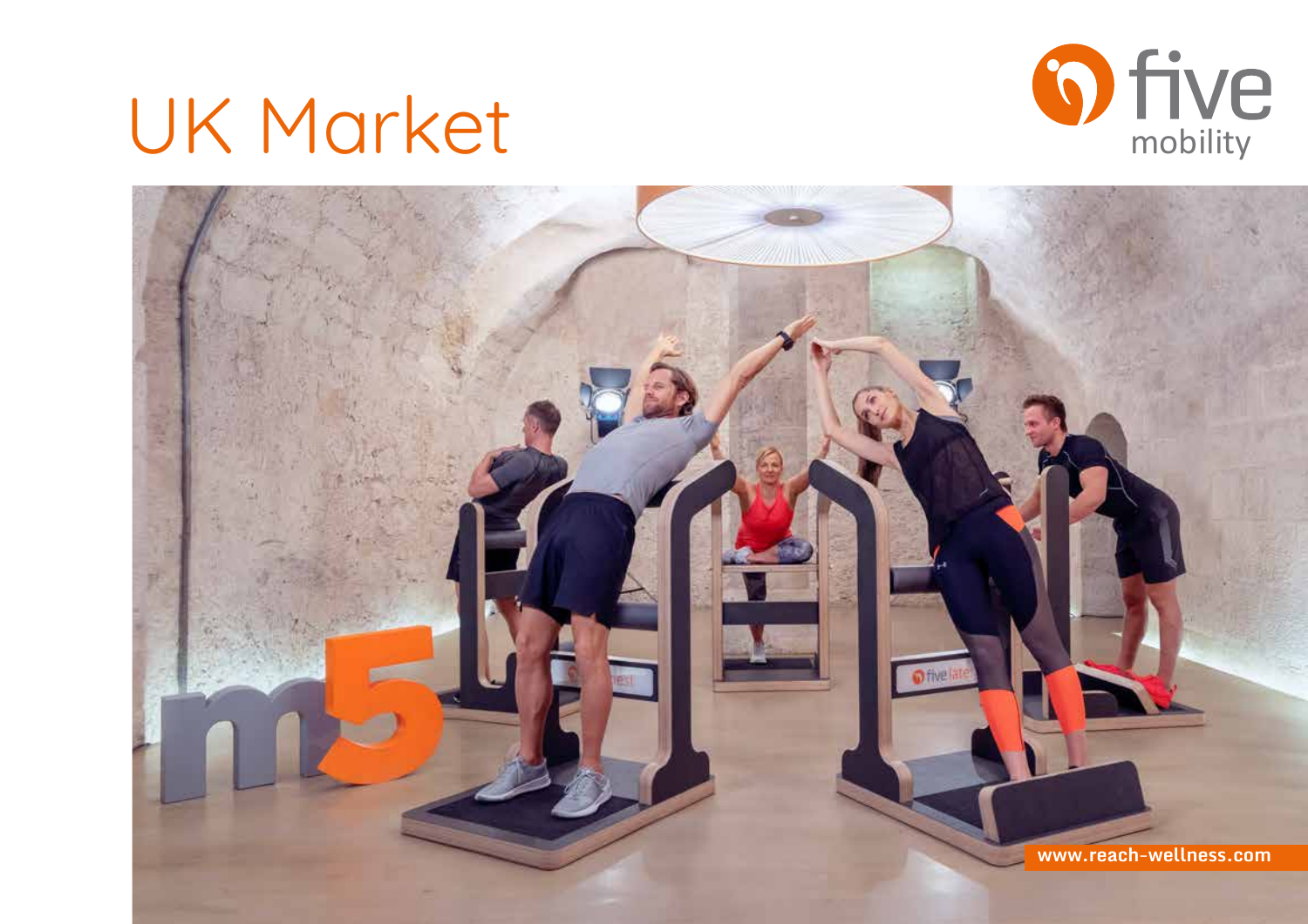# UK Market

five mobility

www.reach-wellness.com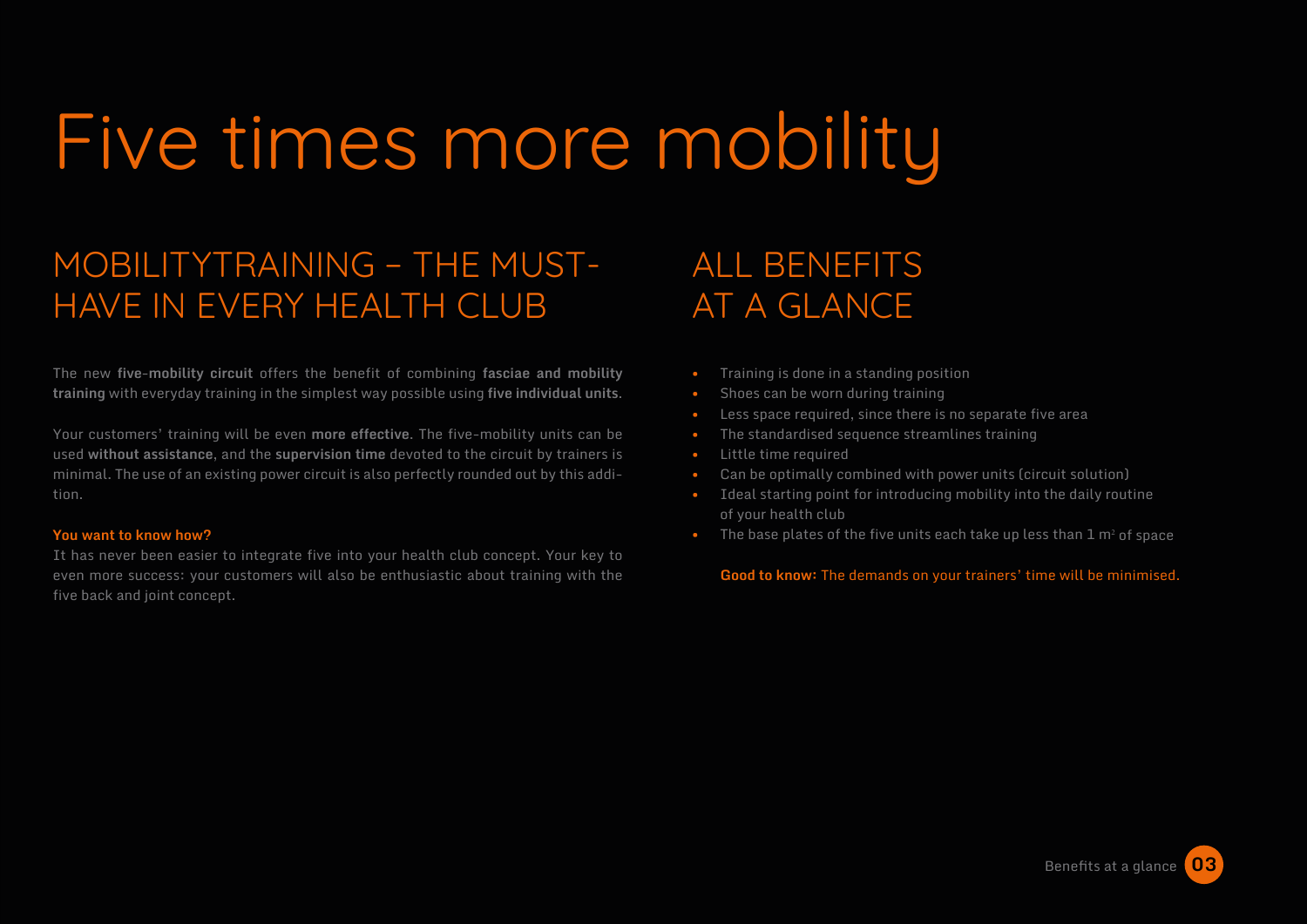# Five times more mobility

## MOBILITYTRAINING – THE MUST-HAVE IN EVERY HEALTH CLUB

The new **five-mobility circuit** offers the benefit of combining **fasciae and mobility training** with everyday training in the simplest way possible using **five individual units**.

Your customers' training will be even **more effective**. The five-mobility units can be used **without assistance**, and the **supervision time** devoted to the circuit by trainers is minimal. The use of an existing power circuit is also perfectly rounded out by this addition.

**You want to know how?**
It has never been easier to integrate five into your health club concept. Your key to even more success: your customers will also be enthusiastic about training with the five back and joint concept.

## ALL BENEFITS AT A GLANCE

- Training is done in a standing position
- Shoes can be worn during training
- Less space required, since there is no separate five area
- The standardised sequence streamlines training
- Little time required
- Can be optimally combined with power units (circuit solution)
- Ideal starting point for introducing mobility into the daily routine of your health club
- The base plates of the five units each take up less than 1 m² of space

**Good to know:** The demands on your trainers' time will be minimised.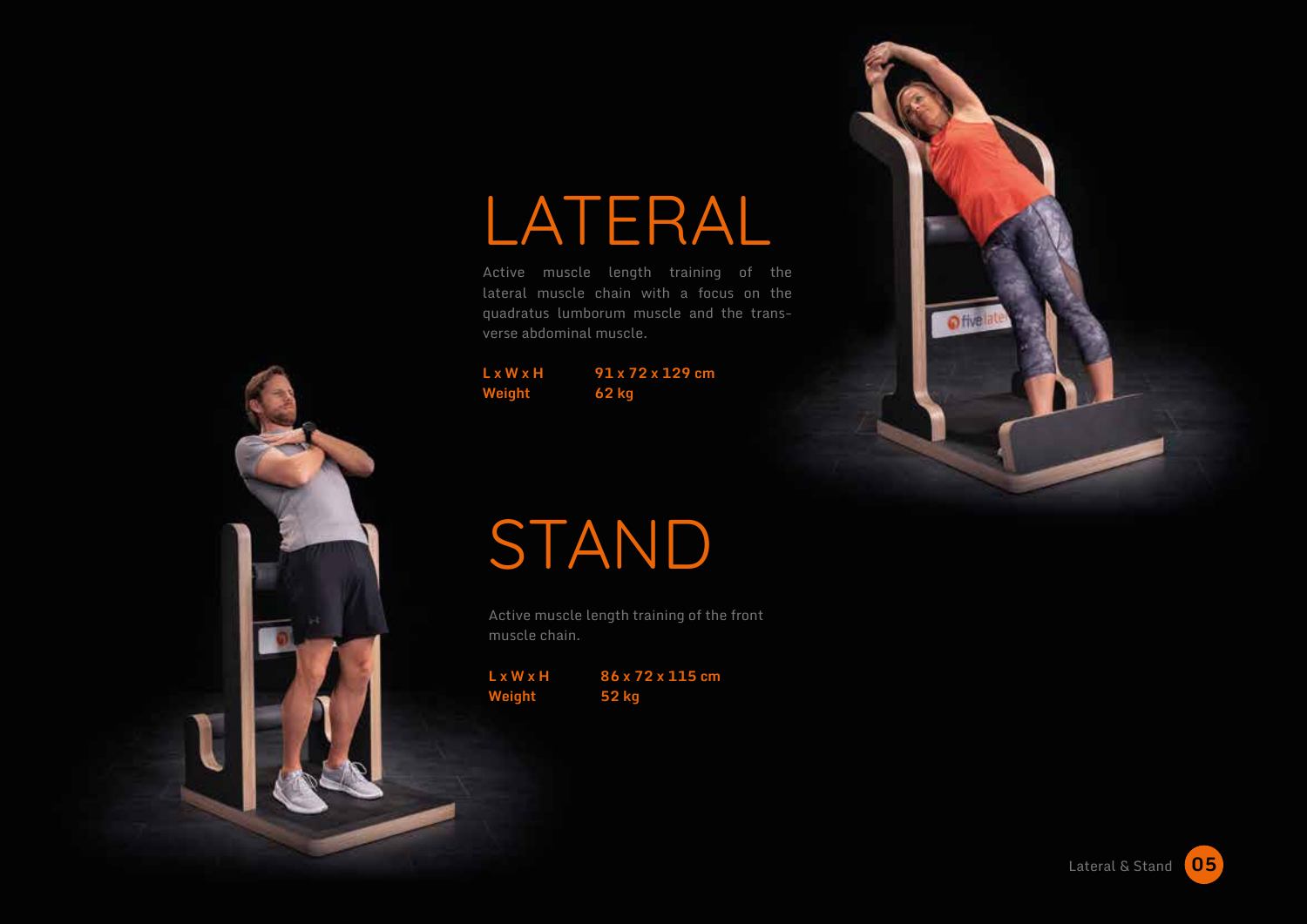# LATERAL

Active muscle length training of the lateral muscle chain with a focus on the quadratus lumborum muscle and the transverse abdominal muscle.

| | |
|---|---|
| **L x W x H** | **91 x 72 x 129 cm** |
| **Weight** | **62 kg** |

# STAND

Active muscle length training of the front muscle chain.

| | |
|---|---|
| **L x W x H** | **86 x 72 x 115 cm** |
| **Weight** | **52 kg** |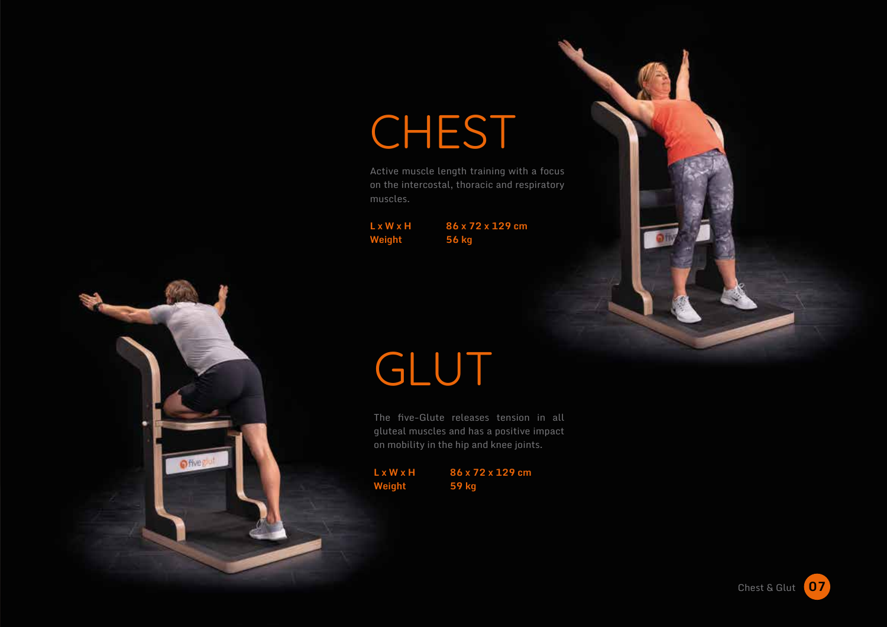# CHEST

Active muscle length training with a focus on the intercostal, thoracic and respiratory muscles.

| | |
|---|---|
| **L x W x H** | **86 x 72 x 129 cm** |
| **Weight** | **56 kg** |

# GLUT

The five-Glute releases tension in all gluteal muscles and has a positive impact on mobility in the hip and knee joints.

| | |
|---|---|
| **L x W x H** | **86 x 72 x 129 cm** |
| **Weight** | **59 kg** |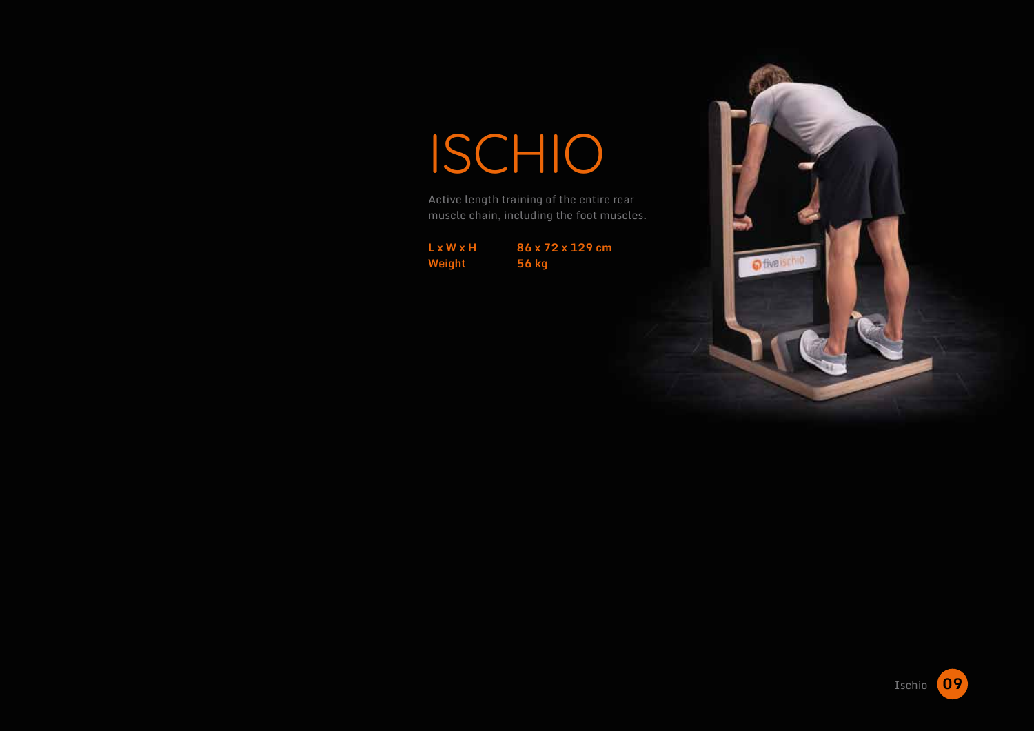# ISCHIO

Active length training of the entire rear muscle chain, including the foot muscles.

| | |
|---|---|
| **L x W x H** | **86 x 72 x 129 cm** |
| **Weight** | **56 kg** |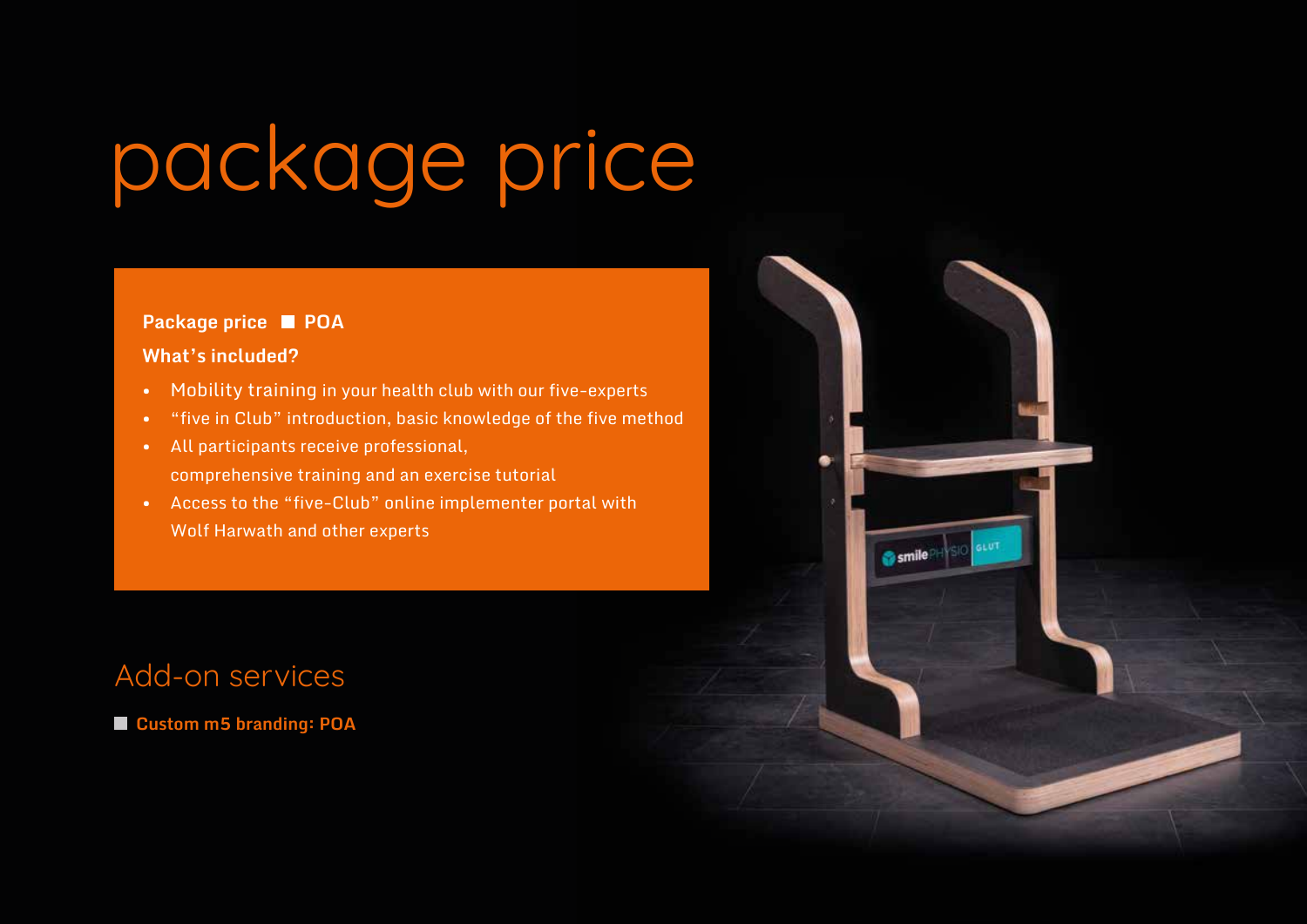# package price

**Package price ■ POA**

**What's included?**

- Mobility training in your health club with our five-experts
- "five in Club" introduction, basic knowledge of the five method
- All participants receive professional, comprehensive training and an exercise tutorial
- Access to the "five-Club" online implementer portal with Wolf Harwath and other experts

## Add-on services

■ **Custom m5 branding: POA**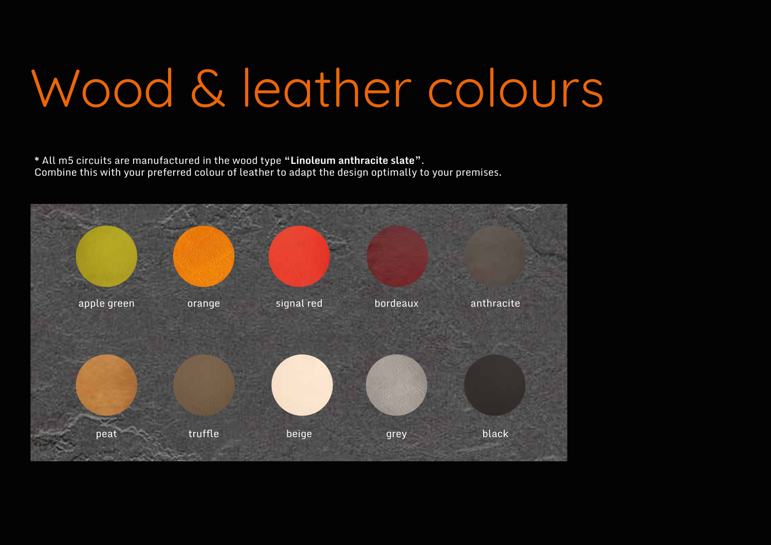# Wood & leather colours

* All m5 circuits are manufactured in the wood type **"Linoleum anthracite slate"**.
Combine this with your preferred colour of leather to adapt the design optimally to your premises.

apple green

orange

signal red

bordeaux

anthracite

peat

truffle

beige

grey

black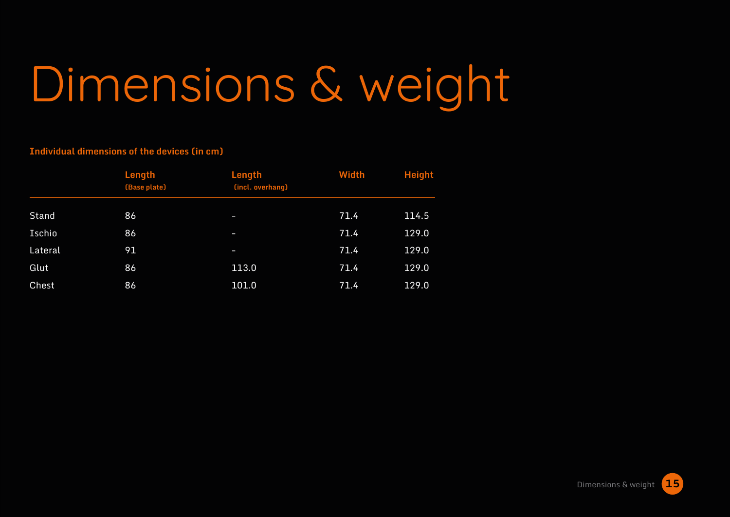# Dimensions & weight

**Individual dimensions of the devices (in cm)**

| | Length (Base plate) | Length (incl. overhang) | Width | Height |
|---|---|---|---|---|
| Stand | 86 | - | 71.4 | 114.5 |
| Ischio | 86 | - | 71.4 | 129.0 |
| Lateral | 91 | - | 71.4 | 129.0 |
| Glut | 86 | 113.0 | 71.4 | 129.0 |
| Chest | 86 | 101.0 | 71.4 | 129.0 |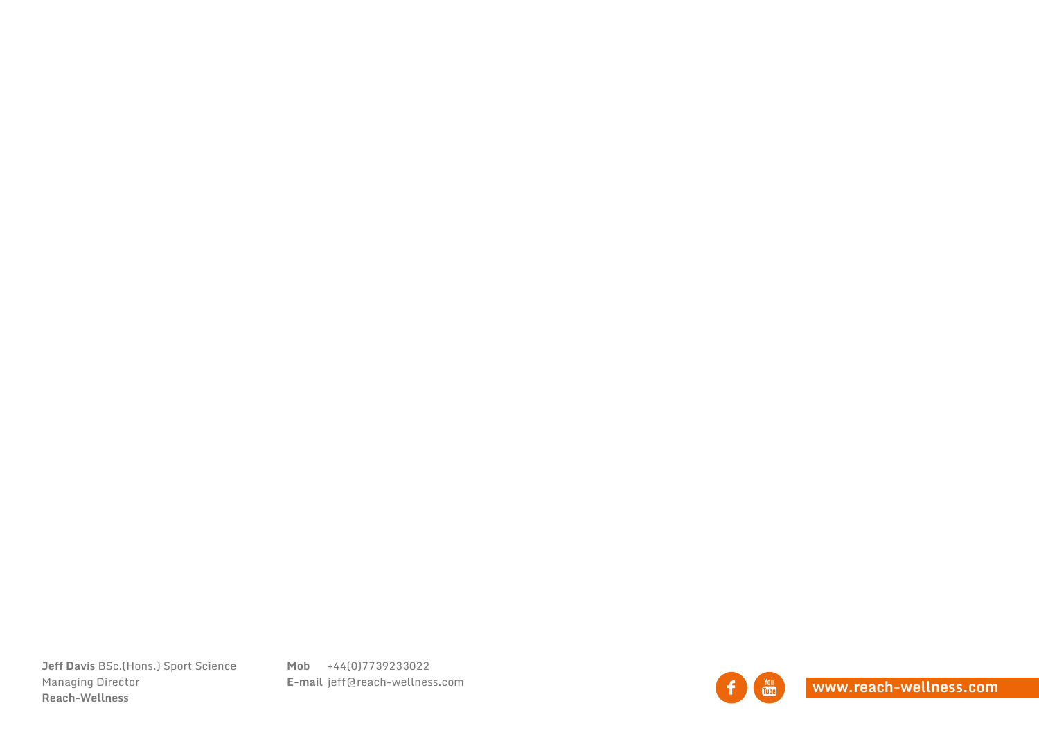**Jeff Davis** BSc.(Hons.) Sport Science
Managing Director
**Reach-Wellness**

**Mob** +44(0)7739233022
**E-mail** jeff@reach-wellness.com

**www.reach-wellness.com**